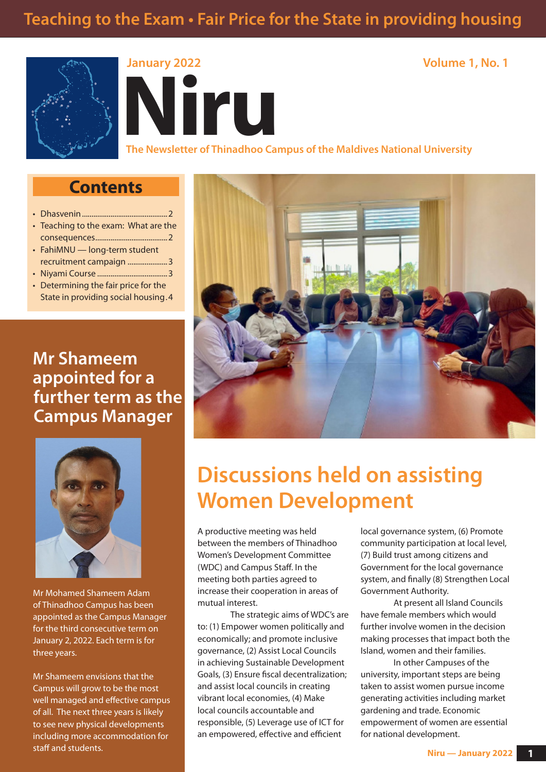Teaching to the Exam • Fair Price for the State in providing housing

January 2022

Volume 1, No. 1

# Niru

The Newsletter of Thinadhoo Campus of the Maldives National University

## Contents

- Dhasvenin ..... 2
- Teaching to the exam: What are the consequences ..... 2
- FahiMNU — long-term student recruitment campaign ..... 3
- Niyami Course ..... 3
- Determining the fair price for the State in providing social housing ..... 4

## Mr Shameem appointed for a further term as the Campus Manager

Mr Mohamed Shameem Adam of Thinadhoo Campus has been appointed as the Campus Manager for the third consecutive term on January 2, 2022. Each term is for three years.

Mr Shameem envisions that the Campus will grow to be the most well managed and effective campus of all. The next three years is likely to see new physical developments including more accommodation for staff and students.

## Discussions held on assisting Women Development

A productive meeting was held between the members of Thinadhoo Women's Development Committee (WDC) and Campus Staff. In the meeting both parties agreed to increase their cooperation in areas of mutual interest.

The strategic aims of WDC's are to: (1) Empower women politically and economically; and promote inclusive governance, (2) Assist Local Councils in achieving Sustainable Development Goals, (3) Ensure fiscal decentralization; and assist local councils in creating vibrant local economies, (4) Make local councils accountable and responsible, (5) Leverage use of ICT for an empowered, effective and efficient local governance system, (6) Promote community participation at local level, (7) Build trust among citizens and Government for the local governance system, and finally (8) Strengthen Local Government Authority.

At present all Island Councils have female members which would further involve women in the decision making processes that impact both the Island, women and their families.

In other Campuses of the university, important steps are being taken to assist women pursue income generating activities including market gardening and trade. Economic empowerment of women are essential for national development.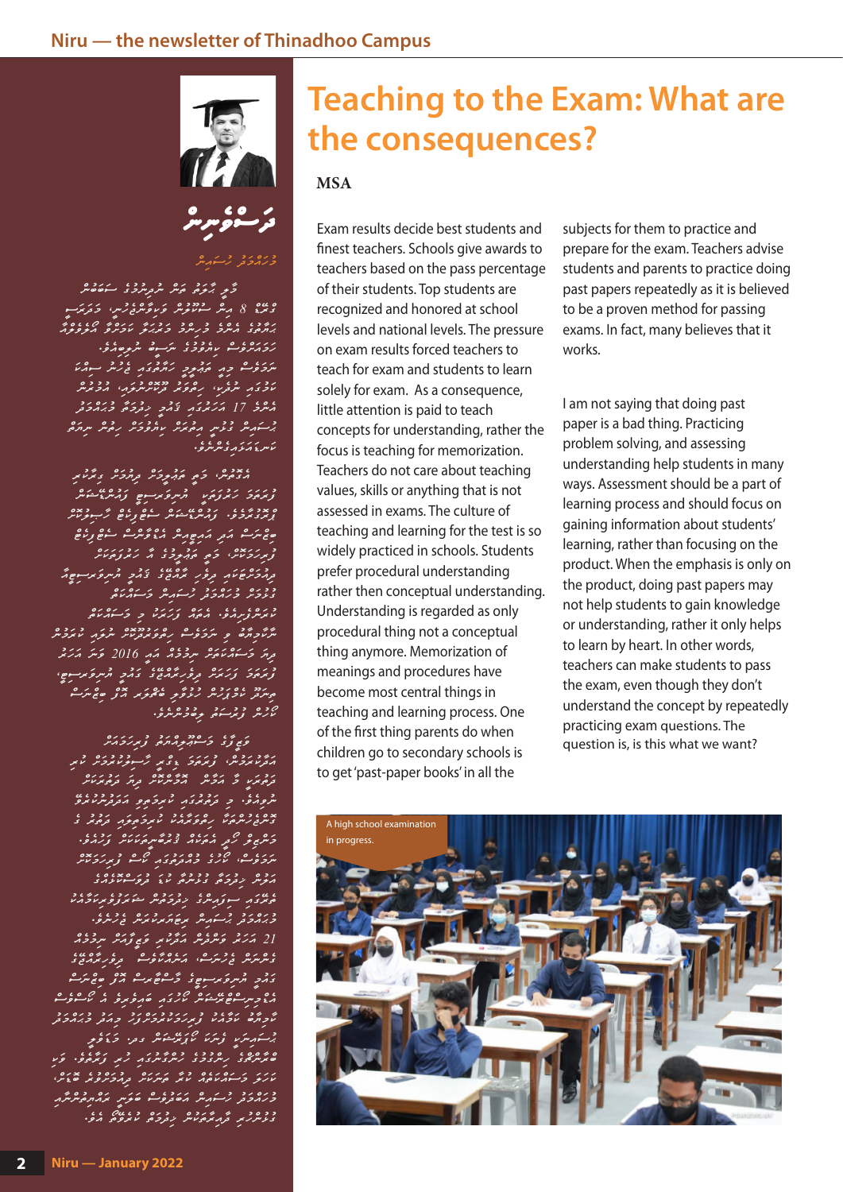# Teaching to the Exam: What are the consequences?

**MSA**

Exam results decide best students and finest teachers. Schools give awards to teachers based on the pass percentage of their students. Top students are recognized and honored at school levels and national levels. The pressure on exam results forced teachers to teach for exam and students to learn solely for exam. As a consequence, little attention is paid to teach concepts for understanding, rather the focus is teaching for memorization. Teachers do not care about teaching values, skills or anything that is not assessed in exams. The culture of teaching and learning for the test is so widely practiced in schools. Students prefer procedural understanding rather then conceptual understanding. Understanding is regarded as only procedural thing not a conceptual thing anymore. Memorization of meanings and procedures have become most central things in teaching and learning process. One of the first thing parents do when children go to secondary schools is to get 'past-paper books' in all the subjects for them to practice and prepare for the exam. Teachers advise students and parents to practice doing past papers repeatedly as it is believed to be a proven method for passing exams. In fact, many believes that it works.

I am not saying that doing past paper is a bad thing. Practicing problem solving, and assessing understanding help students in many ways. Assessment should be a part of learning process and should focus on gaining information about students' learning, rather than focusing on the product. When the emphasis is only on the product, doing past papers may not help students to gain knowledge or understanding, rather it only helps to learn by heart. In other words, teachers can make students to pass the exam, even though they don't understand the concept by repeatedly practicing exam questions. The question is, is this what we want?

A high school examination in progress.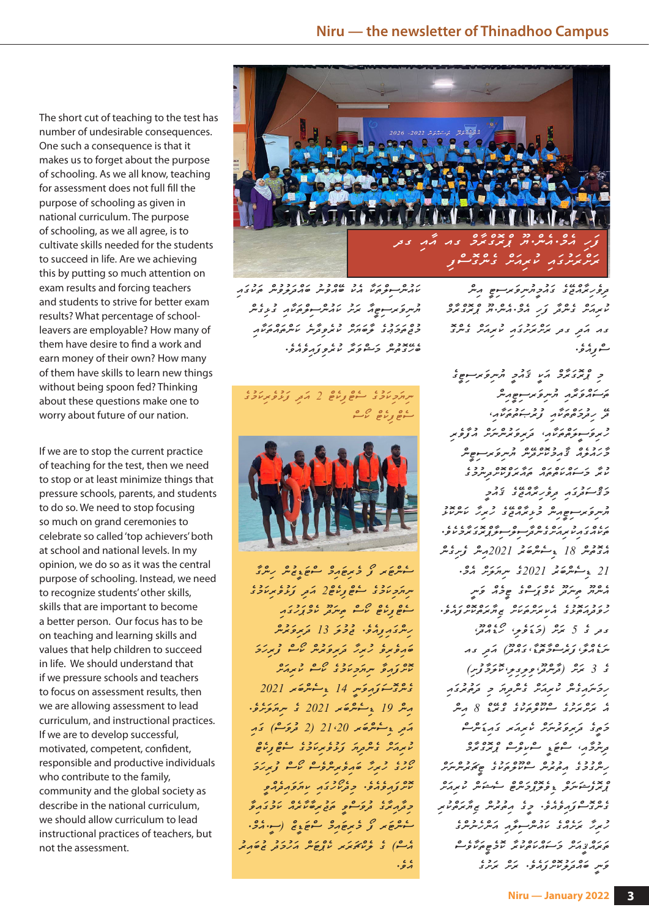The short cut of teaching to the test has number of undesirable consequences. One such a consequence is that it makes us to forget about the purpose of schooling. As we all know, teaching for assessment does not full fill the purpose of schooling as given in national curriculum. The purpose of schooling, as we all agree, is to cultivate skills needed for the students to succeed in life. Are we achieving this by putting so much attention on exam results and forcing teachers and students to strive for better exam results? What percentage of school-leavers are employable? How many of them have desire to find a work and earn money of their own? How many of them have skills to learn new things without being spoon fed? Thinking about these questions make one to worry about future of our nation.

If we are to stop the current practice of teaching for the test, then we need to stop or at least minimize things that pressure schools, parents, and students to do so. We need to stop focusing so much on grand ceremonies to celebrate so called 'top achievers' both at school and national levels. In my opinion, we do so as it was the central purpose of schooling. Instead, we need to recognize students' other skills, skills that are important to become a better person. Our focus has to be on teaching and learning skills and values that help children to succeed in life. We should understand that if we pressure schools and teachers to focus on assessment results, then we are allowing assessment to lead curriculum, and instructional practices. If we are to develop successful, motivated, competent, confident, responsible and productive individuals who contribute to the family, community and the global society as describe in the national curriculum, we should allow curriculum to lead instructional practices of teachers, but not the assessment.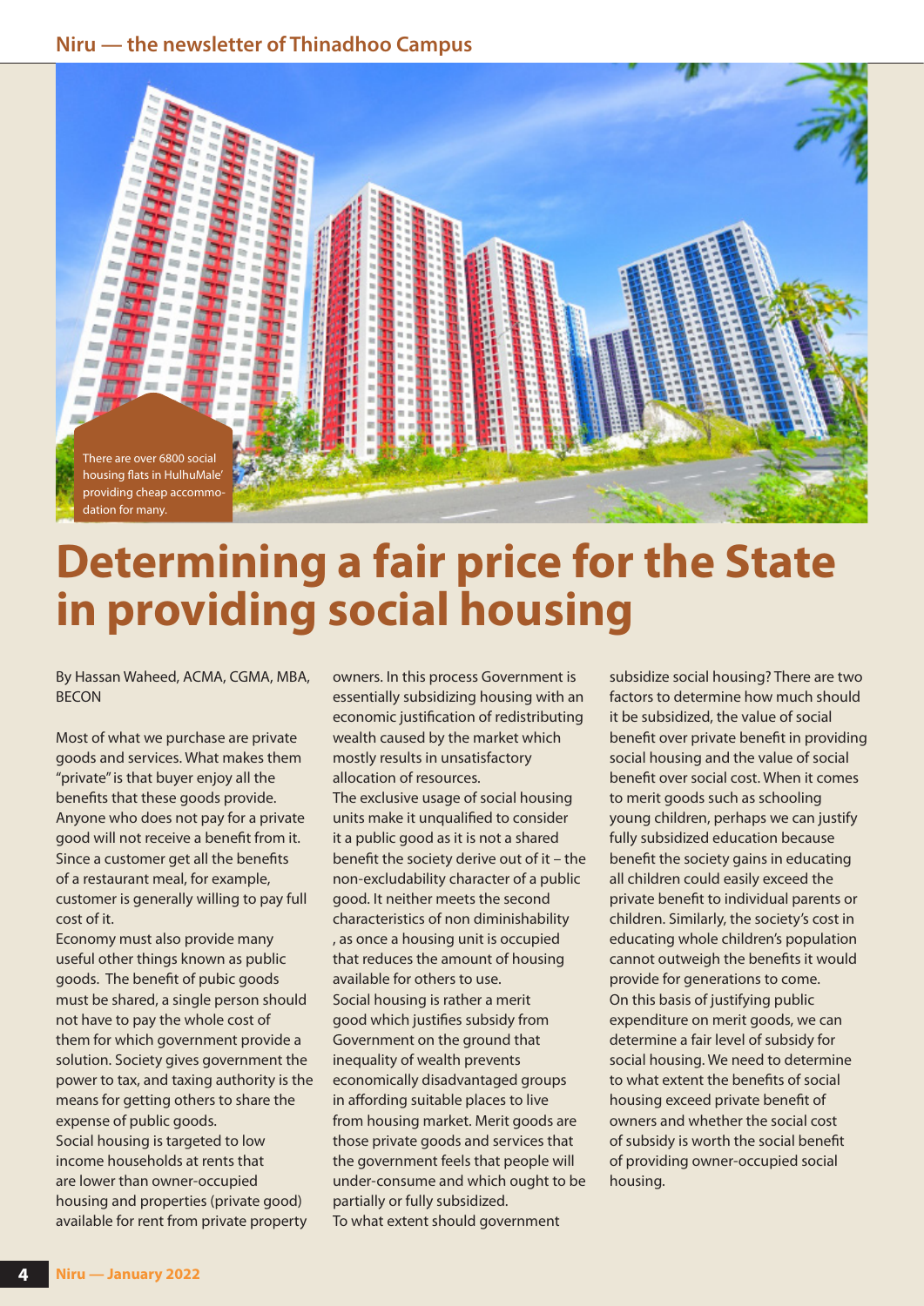There are over 6800 social housing flats in HulhuMale' providing cheap accommodation for many.

# Determining a fair price for the State in providing social housing

By Hassan Waheed, ACMA, CGMA, MBA, BECON

Most of what we purchase are private goods and services. What makes them "private" is that buyer enjoy all the benefits that these goods provide. Anyone who does not pay for a private good will not receive a benefit from it. Since a customer get all the benefits of a restaurant meal, for example, customer is generally willing to pay full cost of it.

Economy must also provide many useful other things known as public goods. The benefit of pubic goods must be shared, a single person should not have to pay the whole cost of them for which government provide a solution. Society gives government the power to tax, and taxing authority is the means for getting others to share the expense of public goods.

Social housing is targeted to low income households at rents that are lower than owner-occupied housing and properties (private good) available for rent from private property owners. In this process Government is essentially subsidizing housing with an economic justification of redistributing wealth caused by the market which mostly results in unsatisfactory allocation of resources.

The exclusive usage of social housing units make it unqualified to consider it a public good as it is not a shared benefit the society derive out of it – the non-excludability character of a public good. It neither meets the second characteristics of non diminishability , as once a housing unit is occupied that reduces the amount of housing available for others to use.

Social housing is rather a merit good which justifies subsidy from Government on the ground that inequality of wealth prevents economically disadvantaged groups in affording suitable places to live from housing market. Merit goods are those private goods and services that the government feels that people will under-consume and which ought to be partially or fully subsidized.

To what extent should government subsidize social housing? There are two factors to determine how much should it be subsidized, the value of social benefit over private benefit in providing social housing and the value of social benefit over social cost. When it comes to merit goods such as schooling young children, perhaps we can justify fully subsidized education because benefit the society gains in educating all children could easily exceed the private benefit to individual parents or children. Similarly, the society's cost in educating whole children's population cannot outweigh the benefits it would provide for generations to come.

On this basis of justifying public expenditure on merit goods, we can determine a fair level of subsidy for social housing. We need to determine to what extent the benefits of social housing exceed private benefit of owners and whether the social cost of subsidy is worth the social benefit of providing owner-occupied social housing.